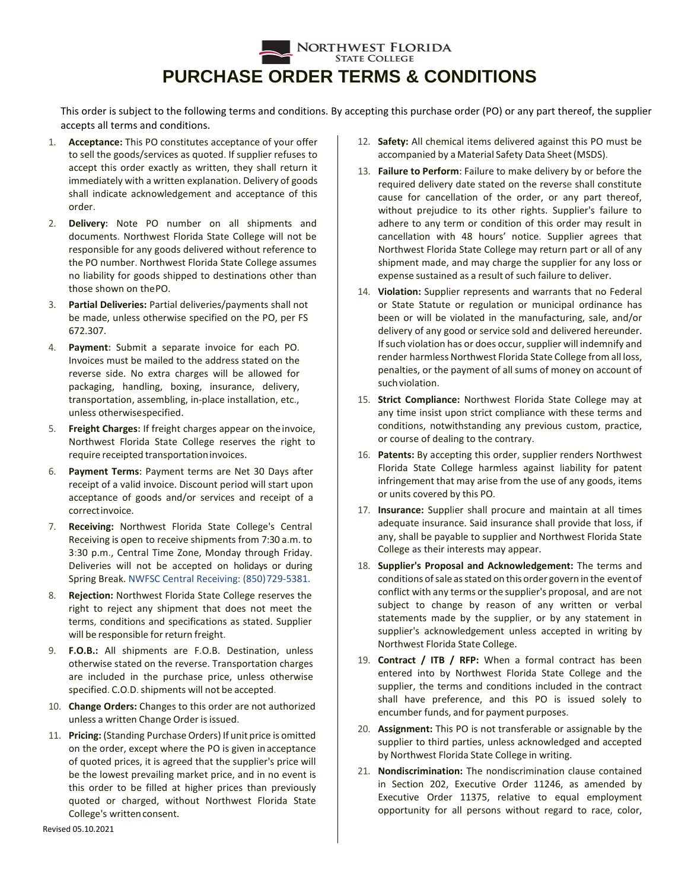NORTHWEST FLORIDA STATE COLLEGE

# PURCHASE ORDER TERMS & CONDITIONS

This order is subject to the following terms and conditions. By accepting this purchase order (PO) or any part thereof, the supplier accepts all terms and conditions.

1. **Acceptance:** This PO constitutes acceptance of your offer to sell the goods/services as quoted. If supplier refuses to accept this order exactly as written, they shall return it immediately with a written explanation. Delivery of goods shall indicate acknowledgement and acceptance of this order.
2. **Delivery:** Note PO number on all shipments and documents. Northwest Florida State College will not be responsible for any goods delivered without reference to the PO number. Northwest Florida State College assumes no liability for goods shipped to destinations other than those shown on the PO.
3. **Partial Deliveries:** Partial deliveries/payments shall not be made, unless otherwise specified on the PO, per FS 672.307.
4. **Payment:** Submit a separate invoice for each PO. Invoices must be mailed to the address stated on the reverse side. No extra charges will be allowed for packaging, handling, boxing, insurance, delivery, transportation, assembling, in-place installation, etc., unless otherwise specified.
5. **Freight Charges:** If freight charges appear on the invoice, Northwest Florida State College reserves the right to require receipted transportation invoices.
6. **Payment Terms**: Payment terms are Net 30 Days after receipt of a valid invoice. Discount period will start upon acceptance of goods and/or services and receipt of a correct invoice.
7. **Receiving:** Northwest Florida State College's Central Receiving is open to receive shipments from 7:30 a.m. to 3:30 p.m., Central Time Zone, Monday through Friday. Deliveries will not be accepted on holidays or during Spring Break. NWFSC Central Receiving: (850) 729-5381.
8. **Rejection:** Northwest Florida State College reserves the right to reject any shipment that does not meet the terms, conditions and specifications as stated. Supplier will be responsible for return freight.
9. **F.O.B.:** All shipments are F.O.B. Destination, unless otherwise stated on the reverse. Transportation charges are included in the purchase price, unless otherwise specified. C.O.D. shipments will not be accepted.
10. **Change Orders:** Changes to this order are not authorized unless a written Change Order is issued.
11. **Pricing:** (Standing Purchase Orders) If unit price is omitted on the order, except where the PO is given in acceptance of quoted prices, it is agreed that the supplier's price will be the lowest prevailing market price, and in no event is this order to be filled at higher prices than previously quoted or charged, without Northwest Florida State College's written consent.
12. **Safety:** All chemical items delivered against this PO must be accompanied by a Material Safety Data Sheet (MSDS).
13. **Failure to Perform**: Failure to make delivery by or before the required delivery date stated on the reverse shall constitute cause for cancellation of the order, or any part thereof, without prejudice to its other rights. Supplier's failure to adhere to any term or condition of this order may result in cancellation with 48 hours' notice. Supplier agrees that Northwest Florida State College may return part or all of any shipment made, and may charge the supplier for any loss or expense sustained as a result of such failure to deliver.
14. **Violation:** Supplier represents and warrants that no Federal or State Statute or regulation or municipal ordinance has been or will be violated in the manufacturing, sale, and/or delivery of any good or service sold and delivered hereunder. If such violation has or does occur, supplier will indemnify and render harmless Northwest Florida State College from all loss, penalties, or the payment of all sums of money on account of such violation.
15. **Strict Compliance:** Northwest Florida State College may at any time insist upon strict compliance with these terms and conditions, notwithstanding any previous custom, practice, or course of dealing to the contrary.
16. **Patents:** By accepting this order, supplier renders Northwest Florida State College harmless against liability for patent infringement that may arise from the use of any goods, items or units covered by this PO.
17. **Insurance:** Supplier shall procure and maintain at all times adequate insurance. Said insurance shall provide that loss, if any, shall be payable to supplier and Northwest Florida State College as their interests may appear.
18. **Supplier's Proposal and Acknowledgement:** The terms and conditions of sale as stated on this order govern in the event of conflict with any terms or the supplier's proposal, and are not subject to change by reason of any written or verbal statements made by the supplier, or by any statement in supplier's acknowledgement unless accepted in writing by Northwest Florida State College.
19. **Contract / ITB / RFP:** When a formal contract has been entered into by Northwest Florida State College and the supplier, the terms and conditions included in the contract shall have preference, and this PO is issued solely to encumber funds, and for payment purposes.
20. **Assignment:** This PO is not transferable or assignable by the supplier to third parties, unless acknowledged and accepted by Northwest Florida State College in writing.
21. **Nondiscrimination:** The nondiscrimination clause contained in Section 202, Executive Order 11246, as amended by Executive Order 11375, relative to equal employment opportunity for all persons without regard to race, color,

Revised 05.10.2021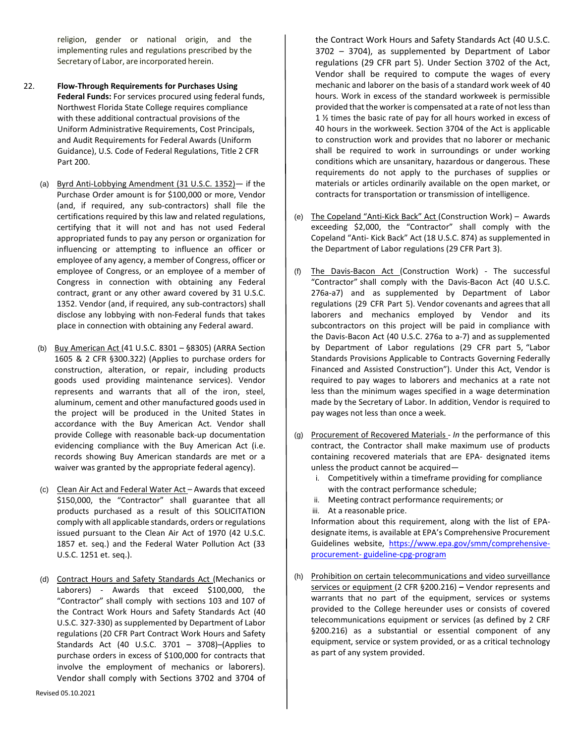religion, gender or national origin, and the implementing rules and regulations prescribed by the Secretary of Labor, are incorporated herein.

22. **Flow-Through Requirements for Purchases Using Federal Funds:** For services procured using federal funds, Northwest Florida State College requires compliance with these additional contractual provisions of the Uniform Administrative Requirements, Cost Principals, and Audit Requirements for Federal Awards (Uniform Guidance), U.S. Code of Federal Regulations, Title 2 CFR Part 200.

(a) Byrd Anti-Lobbying Amendment (31 U.S.C. 1352)— if the Purchase Order amount is for $100,000 or more, Vendor (and, if required, any sub-contractors) shall file the certifications required by this law and related regulations, certifying that it will not and has not used Federal appropriated funds to pay any person or organization for influencing or attempting to influence an officer or employee of any agency, a member of Congress, officer or employee of Congress, or an employee of a member of Congress in connection with obtaining any Federal contract, grant or any other award covered by 31 U.S.C. 1352. Vendor (and, if required, any sub-contractors) shall disclose any lobbying with non-Federal funds that takes place in connection with obtaining any Federal award.

(b) Buy American Act (41 U.S.C. 8301 – §8305) (ARRA Section 1605 & 2 CFR §300.322) (Applies to purchase orders for construction, alteration, or repair, including products goods used providing maintenance services). Vendor represents and warrants that all of the iron, steel, aluminum, cement and other manufactured goods used in the project will be produced in the United States in accordance with the Buy American Act. Vendor shall provide College with reasonable back-up documentation evidencing compliance with the Buy American Act (i.e. records showing Buy American standards are met or a waiver was granted by the appropriate federal agency).

(c) Clean Air Act and Federal Water Act – Awards that exceed $150,000, the "Contractor" shall guarantee that all products purchased as a result of this SOLICITATION comply with all applicable standards, orders or regulations issued pursuant to the Clean Air Act of 1970 (42 U.S.C. 1857 et. seq.) and the Federal Water Pollution Act (33 U.S.C. 1251 et. seq.).

(d) Contract Hours and Safety Standards Act (Mechanics or Laborers) - Awards that exceed $100,000, the "Contractor" shall comply with sections 103 and 107 of the Contract Work Hours and Safety Standards Act (40 U.S.C. 327-330) as supplemented by Department of Labor regulations (20 CFR Part Contract Work Hours and Safety Standards Act (40 U.S.C. 3701 – 3708)–(Applies to purchase orders in excess of $100,000 for contracts that involve the employment of mechanics or laborers). Vendor shall comply with Sections 3702 and 3704 of the Contract Work Hours and Safety Standards Act (40 U.S.C. 3702 – 3704), as supplemented by Department of Labor regulations (29 CFR part 5). Under Section 3702 of the Act, Vendor shall be required to compute the wages of every mechanic and laborer on the basis of a standard work week of 40 hours. Work in excess of the standard workweek is permissible provided that the worker is compensated at a rate of not less than 1 ½ times the basic rate of pay for all hours worked in excess of 40 hours in the workweek. Section 3704 of the Act is applicable to construction work and provides that no laborer or mechanic shall be required to work in surroundings or under working conditions which are unsanitary, hazardous or dangerous. These requirements do not apply to the purchases of supplies or materials or articles ordinarily available on the open market, or contracts for transportation or transmission of intelligence.

(e) The Copeland "Anti-Kick Back" Act (Construction Work) – Awards exceeding $2,000, the "Contractor" shall comply with the Copeland "Anti- Kick Back" Act (18 U.S.C. 874) as supplemented in the Department of Labor regulations (29 CFR Part 3).

(f) The Davis-Bacon Act (Construction Work) - The successful "Contractor" shall comply with the Davis-Bacon Act (40 U.S.C. 276a-a7) and as supplemented by Department of Labor regulations (29 CFR Part 5). Vendor covenants and agrees that all laborers and mechanics employed by Vendor and its subcontractors on this project will be paid in compliance with the Davis-Bacon Act (40 U.S.C. 276a to a-7) and as supplemented by Department of Labor regulations (29 CFR part 5, "Labor Standards Provisions Applicable to Contracts Governing Federally Financed and Assisted Construction"). Under this Act, Vendor is required to pay wages to laborers and mechanics at a rate not less than the minimum wages specified in a wage determination made by the Secretary of Labor. In addition, Vendor is required to pay wages not less than once a week.

(g) Procurement of Recovered Materials - *In* the performance of this contract, the Contractor shall make maximum use of products containing recovered materials that are EPA- designated items unless the product cannot be acquired—

i. Competitively within a timeframe providing for compliance with the contract performance schedule;
ii. Meeting contract performance requirements; or
iii. At a reasonable price.

Information about this requirement, along with the list of EPA-designate items, is available at EPA's Comprehensive Procurement Guidelines website, https://www.epa.gov/smm/comprehensive-procurement- guideline-cpg-program

(h) Prohibition on certain telecommunications and video surveillance services or equipment (2 CFR §200.216) **–** Vendor represents and warrants that no part of the equipment, services or systems provided to the College hereunder uses or consists of covered telecommunications equipment or services (as defined by 2 CRF §200.216) as a substantial or essential component of any equipment, service or system provided, or as a critical technology as part of any system provided.

Revised 05.10.2021